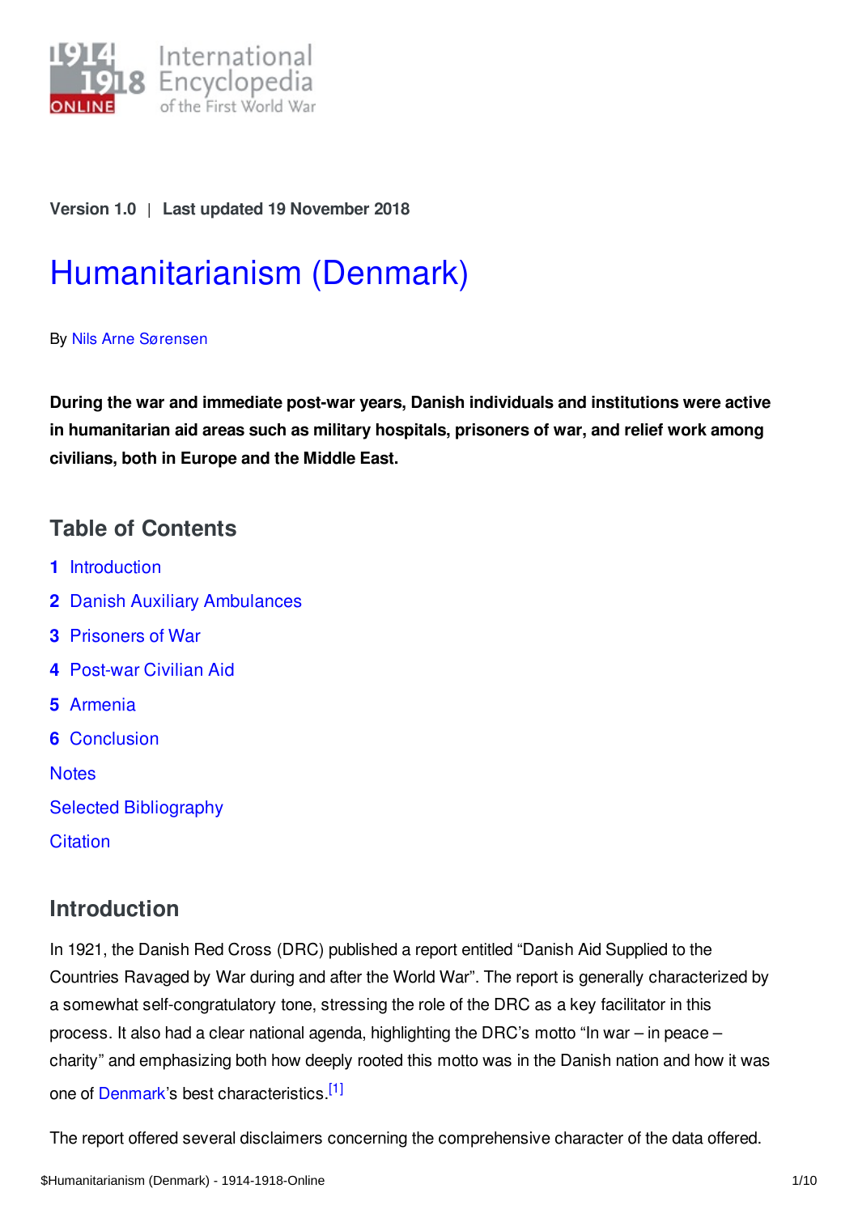Version 1.0 | Last updated 19 November 2018

# Humanitarianism (Denmark)

By Nils Arne Sørensen

**During the war and immediate post-war years, Danish individuals and institutions were active in humanitarian aid areas such as military hospitals, prisoners of war, and relief work among civilians, both in Europe and the Middle East.**

## Table of Contents

1. Introduction
2. Danish Auxiliary Ambulances
3. Prisoners of War
4. Post-war Civilian Aid
5. Armenia
6. Conclusion

Notes

Selected Bibliography

Citation

## Introduction

In 1921, the Danish Red Cross (DRC) published a report entitled "Danish Aid Supplied to the Countries Ravaged by War during and after the World War". The report is generally characterized by a somewhat self-congratulatory tone, stressing the role of the DRC as a key facilitator in this process. It also had a clear national agenda, highlighting the DRC's motto "In war – in peace – charity" and emphasizing both how deeply rooted this motto was in the Danish nation and how it was one of Denmark's best characteristics.[1]

The report offered several disclaimers concerning the comprehensive character of the data offered.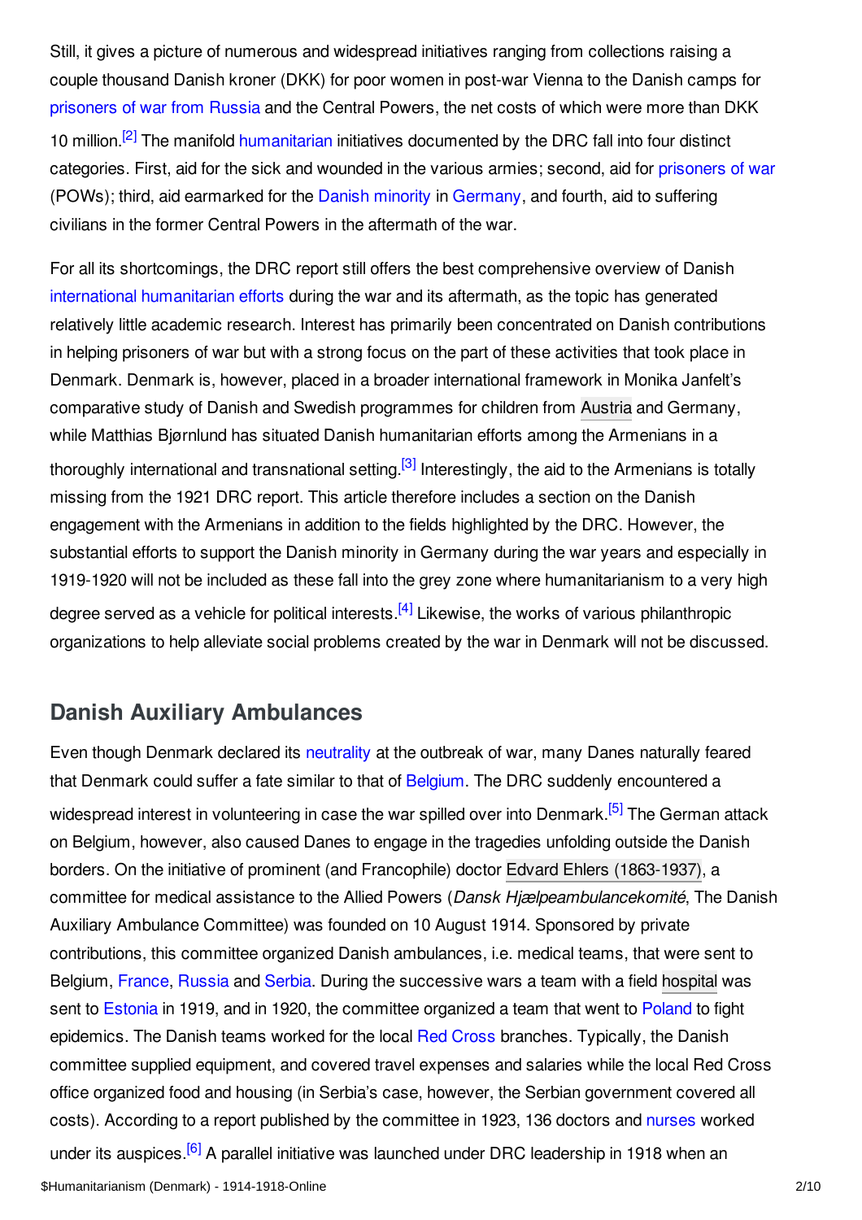Still, it gives a picture of numerous and widespread initiatives ranging from collections raising a couple thousand Danish kroner (DKK) for poor women in post-war Vienna to the Danish camps for prisoners of war from Russia and the Central Powers, the net costs of which were more than DKK 10 million.[2] The manifold humanitarian initiatives documented by the DRC fall into four distinct categories. First, aid for the sick and wounded in the various armies; second, aid for prisoners of war (POWs); third, aid earmarked for the Danish minority in Germany, and fourth, aid to suffering civilians in the former Central Powers in the aftermath of the war.

For all its shortcomings, the DRC report still offers the best comprehensive overview of Danish international humanitarian efforts during the war and its aftermath, as the topic has generated relatively little academic research. Interest has primarily been concentrated on Danish contributions in helping prisoners of war but with a strong focus on the part of these activities that took place in Denmark. Denmark is, however, placed in a broader international framework in Monika Janfelt's comparative study of Danish and Swedish programmes for children from Austria and Germany, while Matthias Bjørnlund has situated Danish humanitarian efforts among the Armenians in a thoroughly international and transnational setting.[3] Interestingly, the aid to the Armenians is totally missing from the 1921 DRC report. This article therefore includes a section on the Danish engagement with the Armenians in addition to the fields highlighted by the DRC. However, the substantial efforts to support the Danish minority in Germany during the war years and especially in 1919-1920 will not be included as these fall into the grey zone where humanitarianism to a very high degree served as a vehicle for political interests.[4] Likewise, the works of various philanthropic organizations to help alleviate social problems created by the war in Denmark will not be discussed.

## Danish Auxiliary Ambulances

Even though Denmark declared its neutrality at the outbreak of war, many Danes naturally feared that Denmark could suffer a fate similar to that of Belgium. The DRC suddenly encountered a widespread interest in volunteering in case the war spilled over into Denmark.[5] The German attack on Belgium, however, also caused Danes to engage in the tragedies unfolding outside the Danish borders. On the initiative of prominent (and Francophile) doctor Edvard Ehlers (1863-1937), a committee for medical assistance to the Allied Powers (*Dansk Hjælpeambulancekomité*, The Danish Auxiliary Ambulance Committee) was founded on 10 August 1914. Sponsored by private contributions, this committee organized Danish ambulances, i.e. medical teams, that were sent to Belgium, France, Russia and Serbia. During the successive wars a team with a field hospital was sent to Estonia in 1919, and in 1920, the committee organized a team that went to Poland to fight epidemics. The Danish teams worked for the local Red Cross branches. Typically, the Danish committee supplied equipment, and covered travel expenses and salaries while the local Red Cross office organized food and housing (in Serbia's case, however, the Serbian government covered all costs). According to a report published by the committee in 1923, 136 doctors and nurses worked under its auspices.[6] A parallel initiative was launched under DRC leadership in 1918 when an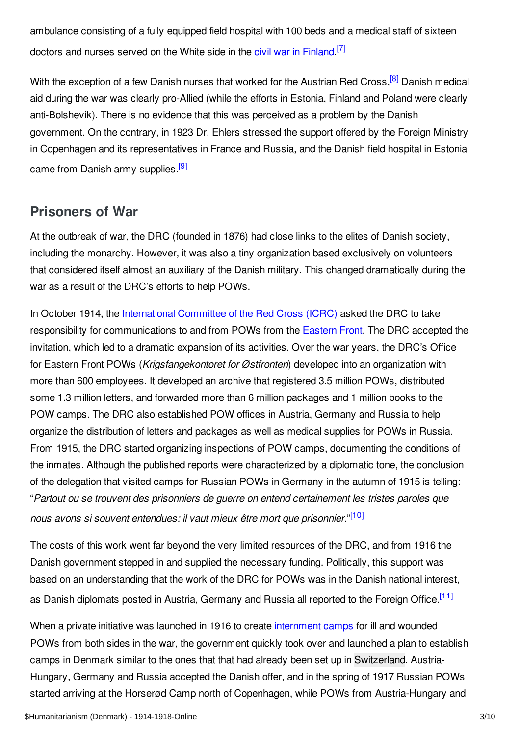ambulance consisting of a fully equipped field hospital with 100 beds and a medical staff of sixteen doctors and nurses served on the White side in the civil war in Finland.[7]

With the exception of a few Danish nurses that worked for the Austrian Red Cross,[8] Danish medical aid during the war was clearly pro-Allied (while the efforts in Estonia, Finland and Poland were clearly anti-Bolshevik). There is no evidence that this was perceived as a problem by the Danish government. On the contrary, in 1923 Dr. Ehlers stressed the support offered by the Foreign Ministry in Copenhagen and its representatives in France and Russia, and the Danish field hospital in Estonia came from Danish army supplies.[9]

## Prisoners of War

At the outbreak of war, the DRC (founded in 1876) had close links to the elites of Danish society, including the monarchy. However, it was also a tiny organization based exclusively on volunteers that considered itself almost an auxiliary of the Danish military. This changed dramatically during the war as a result of the DRC's efforts to help POWs.

In October 1914, the International Committee of the Red Cross (ICRC) asked the DRC to take responsibility for communications to and from POWs from the Eastern Front. The DRC accepted the invitation, which led to a dramatic expansion of its activities. Over the war years, the DRC's Office for Eastern Front POWs (*Krigsfangekontoret for Østfronten*) developed into an organization with more than 600 employees. It developed an archive that registered 3.5 million POWs, distributed some 1.3 million letters, and forwarded more than 6 million packages and 1 million books to the POW camps. The DRC also established POW offices in Austria, Germany and Russia to help organize the distribution of letters and packages as well as medical supplies for POWs in Russia. From 1915, the DRC started organizing inspections of POW camps, documenting the conditions of the inmates. Although the published reports were characterized by a diplomatic tone, the conclusion of the delegation that visited camps for Russian POWs in Germany in the autumn of 1915 is telling: "*Partout ou se trouvent des prisonniers de guerre on entend certainement les tristes paroles que nous avons si souvent entendues: il vaut mieux être mort que prisonnier.*"[10]

The costs of this work went far beyond the very limited resources of the DRC, and from 1916 the Danish government stepped in and supplied the necessary funding. Politically, this support was based on an understanding that the work of the DRC for POWs was in the Danish national interest, as Danish diplomats posted in Austria, Germany and Russia all reported to the Foreign Office.[11]

When a private initiative was launched in 1916 to create internment camps for ill and wounded POWs from both sides in the war, the government quickly took over and launched a plan to establish camps in Denmark similar to the ones that that had already been set up in Switzerland. Austria-Hungary, Germany and Russia accepted the Danish offer, and in the spring of 1917 Russian POWs started arriving at the Horserød Camp north of Copenhagen, while POWs from Austria-Hungary and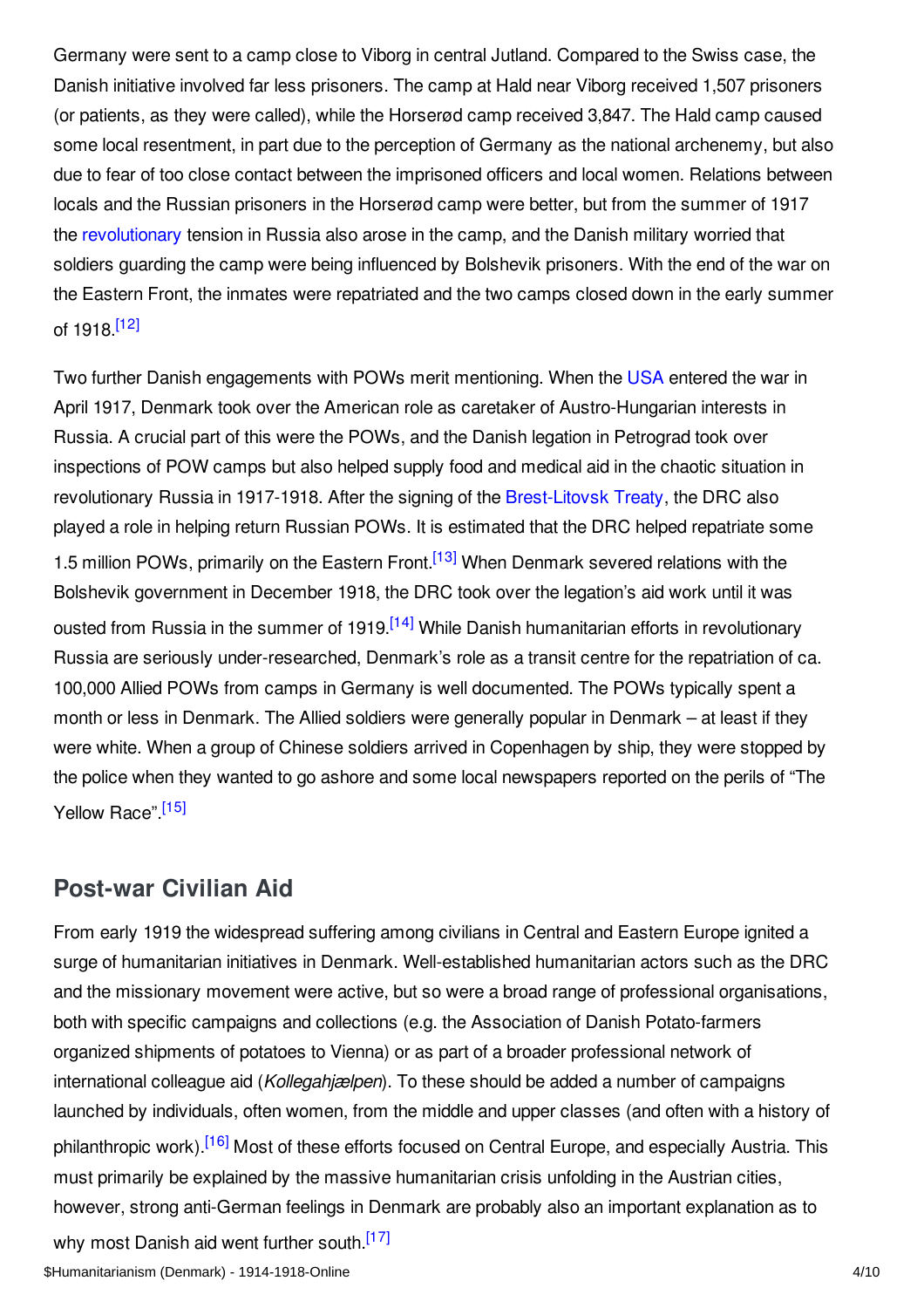Germany were sent to a camp close to Viborg in central Jutland. Compared to the Swiss case, the Danish initiative involved far less prisoners. The camp at Hald near Viborg received 1,507 prisoners (or patients, as they were called), while the Horserød camp received 3,847. The Hald camp caused some local resentment, in part due to the perception of Germany as the national archenemy, but also due to fear of too close contact between the imprisoned officers and local women. Relations between locals and the Russian prisoners in the Horserød camp were better, but from the summer of 1917 the revolutionary tension in Russia also arose in the camp, and the Danish military worried that soldiers guarding the camp were being influenced by Bolshevik prisoners. With the end of the war on the Eastern Front, the inmates were repatriated and the two camps closed down in the early summer of 1918.[12]

Two further Danish engagements with POWs merit mentioning. When the USA entered the war in April 1917, Denmark took over the American role as caretaker of Austro-Hungarian interests in Russia. A crucial part of this were the POWs, and the Danish legation in Petrograd took over inspections of POW camps but also helped supply food and medical aid in the chaotic situation in revolutionary Russia in 1917-1918. After the signing of the Brest-Litovsk Treaty, the DRC also played a role in helping return Russian POWs. It is estimated that the DRC helped repatriate some 1.5 million POWs, primarily on the Eastern Front.[13] When Denmark severed relations with the Bolshevik government in December 1918, the DRC took over the legation's aid work until it was ousted from Russia in the summer of 1919.[14] While Danish humanitarian efforts in revolutionary Russia are seriously under-researched, Denmark's role as a transit centre for the repatriation of ca. 100,000 Allied POWs from camps in Germany is well documented. The POWs typically spent a month or less in Denmark. The Allied soldiers were generally popular in Denmark – at least if they were white. When a group of Chinese soldiers arrived in Copenhagen by ship, they were stopped by the police when they wanted to go ashore and some local newspapers reported on the perils of "The Yellow Race".[15]

## Post-war Civilian Aid

From early 1919 the widespread suffering among civilians in Central and Eastern Europe ignited a surge of humanitarian initiatives in Denmark. Well-established humanitarian actors such as the DRC and the missionary movement were active, but so were a broad range of professional organisations, both with specific campaigns and collections (e.g. the Association of Danish Potato-farmers organized shipments of potatoes to Vienna) or as part of a broader professional network of international colleague aid (*Kollegahjælpen*). To these should be added a number of campaigns launched by individuals, often women, from the middle and upper classes (and often with a history of philanthropic work).[16] Most of these efforts focused on Central Europe, and especially Austria. This must primarily be explained by the massive humanitarian crisis unfolding in the Austrian cities, however, strong anti-German feelings in Denmark are probably also an important explanation as to why most Danish aid went further south.[17]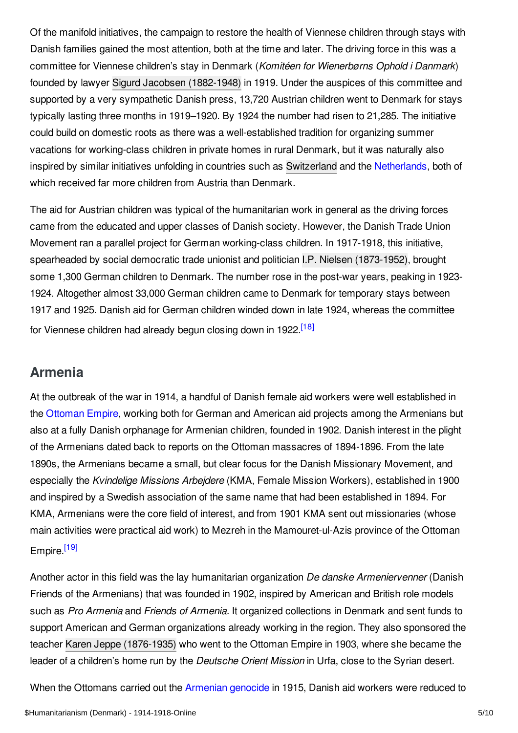Of the manifold initiatives, the campaign to restore the health of Viennese children through stays with Danish families gained the most attention, both at the time and later. The driving force in this was a committee for Viennese children's stay in Denmark (*Komitéen for Wienerbørns Ophold i Danmark*) founded by lawyer Sigurd Jacobsen (1882-1948) in 1919. Under the auspices of this committee and supported by a very sympathetic Danish press, 13,720 Austrian children went to Denmark for stays typically lasting three months in 1919–1920. By 1924 the number had risen to 21,285. The initiative could build on domestic roots as there was a well-established tradition for organizing summer vacations for working-class children in private homes in rural Denmark, but it was naturally also inspired by similar initiatives unfolding in countries such as Switzerland and the Netherlands, both of which received far more children from Austria than Denmark.

The aid for Austrian children was typical of the humanitarian work in general as the driving forces came from the educated and upper classes of Danish society. However, the Danish Trade Union Movement ran a parallel project for German working-class children. In 1917-1918, this initiative, spearheaded by social democratic trade unionist and politician I.P. Nielsen (1873-1952), brought some 1,300 German children to Denmark. The number rose in the post-war years, peaking in 1923-1924. Altogether almost 33,000 German children came to Denmark for temporary stays between 1917 and 1925. Danish aid for German children winded down in late 1924, whereas the committee for Viennese children had already begun closing down in 1922.[18]

## Armenia

At the outbreak of the war in 1914, a handful of Danish female aid workers were well established in the Ottoman Empire, working both for German and American aid projects among the Armenians but also at a fully Danish orphanage for Armenian children, founded in 1902. Danish interest in the plight of the Armenians dated back to reports on the Ottoman massacres of 1894-1896. From the late 1890s, the Armenians became a small, but clear focus for the Danish Missionary Movement, and especially the *Kvindelige Missions Arbejdere* (KMA, Female Mission Workers), established in 1900 and inspired by a Swedish association of the same name that had been established in 1894. For KMA, Armenians were the core field of interest, and from 1901 KMA sent out missionaries (whose main activities were practical aid work) to Mezreh in the Mamouret-ul-Azis province of the Ottoman Empire.[19]

Another actor in this field was the lay humanitarian organization *De danske Armeniervenner* (Danish Friends of the Armenians) that was founded in 1902, inspired by American and British role models such as *Pro Armenia* and *Friends of Armenia.* It organized collections in Denmark and sent funds to support American and German organizations already working in the region. They also sponsored the teacher Karen Jeppe (1876-1935) who went to the Ottoman Empire in 1903, where she became the leader of a children's home run by the *Deutsche Orient Mission* in Urfa, close to the Syrian desert.

When the Ottomans carried out the Armenian genocide in 1915, Danish aid workers were reduced to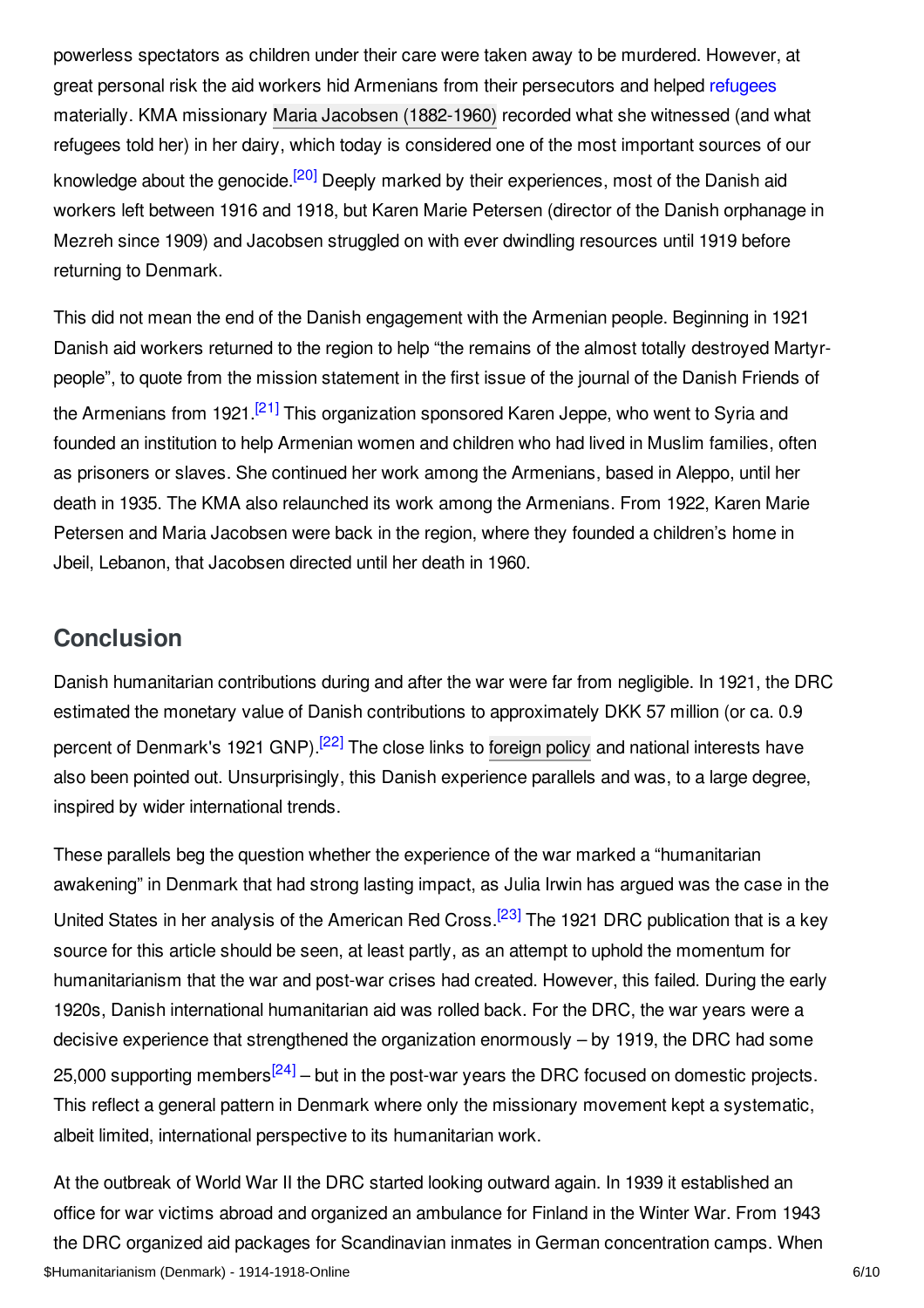powerless spectators as children under their care were taken away to be murdered. However, at great personal risk the aid workers hid Armenians from their persecutors and helped refugees materially. KMA missionary Maria Jacobsen (1882-1960) recorded what she witnessed (and what refugees told her) in her dairy, which today is considered one of the most important sources of our knowledge about the genocide.[20] Deeply marked by their experiences, most of the Danish aid workers left between 1916 and 1918, but Karen Marie Petersen (director of the Danish orphanage in Mezreh since 1909) and Jacobsen struggled on with ever dwindling resources until 1919 before returning to Denmark.

This did not mean the end of the Danish engagement with the Armenian people. Beginning in 1921 Danish aid workers returned to the region to help "the remains of the almost totally destroyed Martyr-people", to quote from the mission statement in the first issue of the journal of the Danish Friends of the Armenians from 1921.[21] This organization sponsored Karen Jeppe, who went to Syria and founded an institution to help Armenian women and children who had lived in Muslim families, often as prisoners or slaves. She continued her work among the Armenians, based in Aleppo, until her death in 1935. The KMA also relaunched its work among the Armenians. From 1922, Karen Marie Petersen and Maria Jacobsen were back in the region, where they founded a children's home in Jbeil, Lebanon, that Jacobsen directed until her death in 1960.

## Conclusion

Danish humanitarian contributions during and after the war were far from negligible. In 1921, the DRC estimated the monetary value of Danish contributions to approximately DKK 57 million (or ca. 0.9 percent of Denmark's 1921 GNP).[22] The close links to foreign policy and national interests have also been pointed out. Unsurprisingly, this Danish experience parallels and was, to a large degree, inspired by wider international trends.

These parallels beg the question whether the experience of the war marked a "humanitarian awakening" in Denmark that had strong lasting impact, as Julia Irwin has argued was the case in the United States in her analysis of the American Red Cross.[23] The 1921 DRC publication that is a key source for this article should be seen, at least partly, as an attempt to uphold the momentum for humanitarianism that the war and post-war crises had created. However, this failed. During the early 1920s, Danish international humanitarian aid was rolled back. For the DRC, the war years were a decisive experience that strengthened the organization enormously – by 1919, the DRC had some 25,000 supporting members[24] – but in the post-war years the DRC focused on domestic projects. This reflect a general pattern in Denmark where only the missionary movement kept a systematic, albeit limited, international perspective to its humanitarian work.

At the outbreak of World War II the DRC started looking outward again. In 1939 it established an office for war victims abroad and organized an ambulance for Finland in the Winter War. From 1943 the DRC organized aid packages for Scandinavian inmates in German concentration camps. When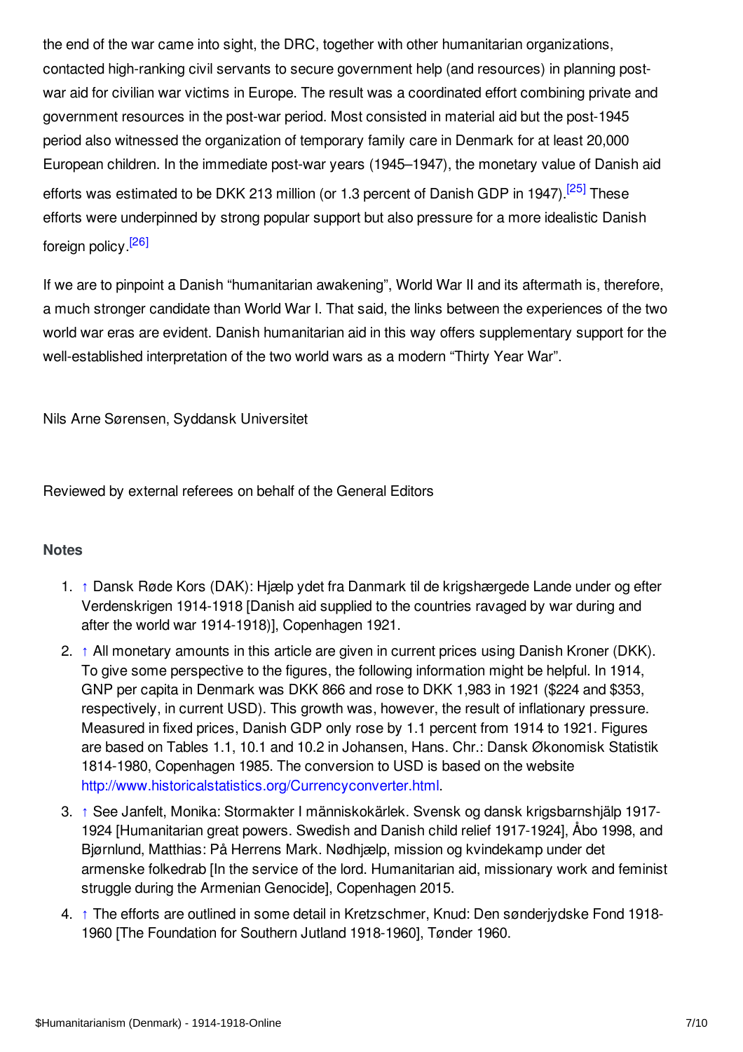the end of the war came into sight, the DRC, together with other humanitarian organizations, contacted high-ranking civil servants to secure government help (and resources) in planning post-war aid for civilian war victims in Europe. The result was a coordinated effort combining private and government resources in the post-war period. Most consisted in material aid but the post-1945 period also witnessed the organization of temporary family care in Denmark for at least 20,000 European children. In the immediate post-war years (1945–1947), the monetary value of Danish aid efforts was estimated to be DKK 213 million (or 1.3 percent of Danish GDP in 1947).[25] These efforts were underpinned by strong popular support but also pressure for a more idealistic Danish foreign policy.[26]

If we are to pinpoint a Danish "humanitarian awakening", World War II and its aftermath is, therefore, a much stronger candidate than World War I. That said, the links between the experiences of the two world war eras are evident. Danish humanitarian aid in this way offers supplementary support for the well-established interpretation of the two world wars as a modern "Thirty Year War".

Nils Arne Sørensen, Syddansk Universitet

Reviewed by external referees on behalf of the General Editors

### Notes

1. ↑ Dansk Røde Kors (DAK): Hjælp ydet fra Danmark til de krigshærgede Lande under og efter Verdenskrigen 1914-1918 [Danish aid supplied to the countries ravaged by war during and after the world war 1914-1918)], Copenhagen 1921.
2. ↑ All monetary amounts in this article are given in current prices using Danish Kroner (DKK). To give some perspective to the figures, the following information might be helpful. In 1914, GNP per capita in Denmark was DKK 866 and rose to DKK 1,983 in 1921 ($224 and $353, respectively, in current USD). This growth was, however, the result of inflationary pressure. Measured in fixed prices, Danish GDP only rose by 1.1 percent from 1914 to 1921. Figures are based on Tables 1.1, 10.1 and 10.2 in Johansen, Hans. Chr.: Dansk Økonomisk Statistik 1814-1980, Copenhagen 1985. The conversion to USD is based on the website http://www.historicalstatistics.org/Currencyconverter.html.
3. ↑ See Janfelt, Monika: Stormakter I människokärlek. Svensk og dansk krigsbarnshjälp 1917-1924 [Humanitarian great powers. Swedish and Danish child relief 1917-1924], Åbo 1998, and Bjørnlund, Matthias: På Herrens Mark. Nødhjælp, mission og kvindekamp under det armenske folkedrab [In the service of the lord. Humanitarian aid, missionary work and feminist struggle during the Armenian Genocide], Copenhagen 2015.
4. ↑ The efforts are outlined in some detail in Kretzschmer, Knud: Den sønderjydske Fond 1918-1960 [The Foundation for Southern Jutland 1918-1960], Tønder 1960.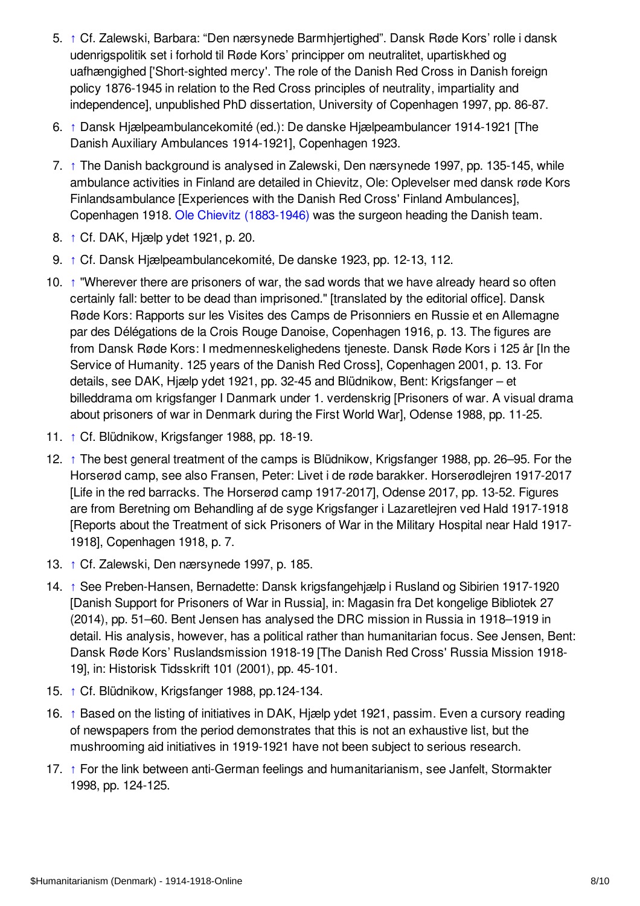5. ↑ Cf. Zalewski, Barbara: "Den nærsynede Barmhjertighed". Dansk Røde Kors' rolle i dansk udenrigspolitik set i forhold til Røde Kors' principper om neutralitet, upartiskhed og uafhængighed ['Short-sighted mercy'. The role of the Danish Red Cross in Danish foreign policy 1876-1945 in relation to the Red Cross principles of neutrality, impartiality and independence], unpublished PhD dissertation, University of Copenhagen 1997, pp. 86-87.
6. ↑ Dansk Hjælpeambulancekomité (ed.): De danske Hjælpeambulancer 1914-1921 [The Danish Auxiliary Ambulances 1914-1921], Copenhagen 1923.
7. ↑ The Danish background is analysed in Zalewski, Den nærsynede 1997, pp. 135-145, while ambulance activities in Finland are detailed in Chievitz, Ole: Oplevelser med dansk røde Kors Finlandsambulance [Experiences with the Danish Red Cross' Finland Ambulances], Copenhagen 1918. Ole Chievitz (1883-1946) was the surgeon heading the Danish team.
8. ↑ Cf. DAK, Hjælp ydet 1921, p. 20.
9. ↑ Cf. Dansk Hjælpeambulancekomité, De danske 1923, pp. 12-13, 112.
10. ↑ "Wherever there are prisoners of war, the sad words that we have already heard so often certainly fall: better to be dead than imprisoned." [translated by the editorial office]. Dansk Røde Kors: Rapports sur les Visites des Camps de Prisonniers en Russie et en Allemagne par des Délégations de la Crois Rouge Danoise, Copenhagen 1916, p. 13. The figures are from Dansk Røde Kors: I medmenneskelighedens tjeneste. Dansk Røde Kors i 125 år [In the Service of Humanity. 125 years of the Danish Red Cross], Copenhagen 2001, p. 13. For details, see DAK, Hjælp ydet 1921, pp. 32-45 and Blüdnikow, Bent: Krigsfanger – et billeddrama om krigsfanger I Danmark under 1. verdenskrig [Prisoners of war. A visual drama about prisoners of war in Denmark during the First World War], Odense 1988, pp. 11-25.
11. ↑ Cf. Blüdnikow, Krigsfanger 1988, pp. 18-19.
12. ↑ The best general treatment of the camps is Blüdnikow, Krigsfanger 1988, pp. 26–95. For the Horserød camp, see also Fransen, Peter: Livet i de røde barakker. Horserødlejren 1917-2017 [Life in the red barracks. The Horserød camp 1917-2017], Odense 2017, pp. 13-52. Figures are from Beretning om Behandling af de syge Krigsfanger i Lazaretlejren ved Hald 1917-1918 [Reports about the Treatment of sick Prisoners of War in the Military Hospital near Hald 1917-1918], Copenhagen 1918, p. 7.
13. ↑ Cf. Zalewski, Den nærsynede 1997, p. 185.
14. ↑ See Preben-Hansen, Bernadette: Dansk krigsfangehjælp i Rusland og Sibirien 1917-1920 [Danish Support for Prisoners of War in Russia], in: Magasin fra Det kongelige Bibliotek 27 (2014), pp. 51–60. Bent Jensen has analysed the DRC mission in Russia in 1918–1919 in detail. His analysis, however, has a political rather than humanitarian focus. See Jensen, Bent: Dansk Røde Kors' Ruslandsmission 1918-19 [The Danish Red Cross' Russia Mission 1918-19], in: Historisk Tidsskrift 101 (2001), pp. 45-101.
15. ↑ Cf. Blüdnikow, Krigsfanger 1988, pp.124-134.
16. ↑ Based on the listing of initiatives in DAK, Hjælp ydet 1921, passim. Even a cursory reading of newspapers from the period demonstrates that this is not an exhaustive list, but the mushrooming aid initiatives in 1919-1921 have not been subject to serious research.
17. ↑ For the link between anti-German feelings and humanitarianism, see Janfelt, Stormakter 1998, pp. 124-125.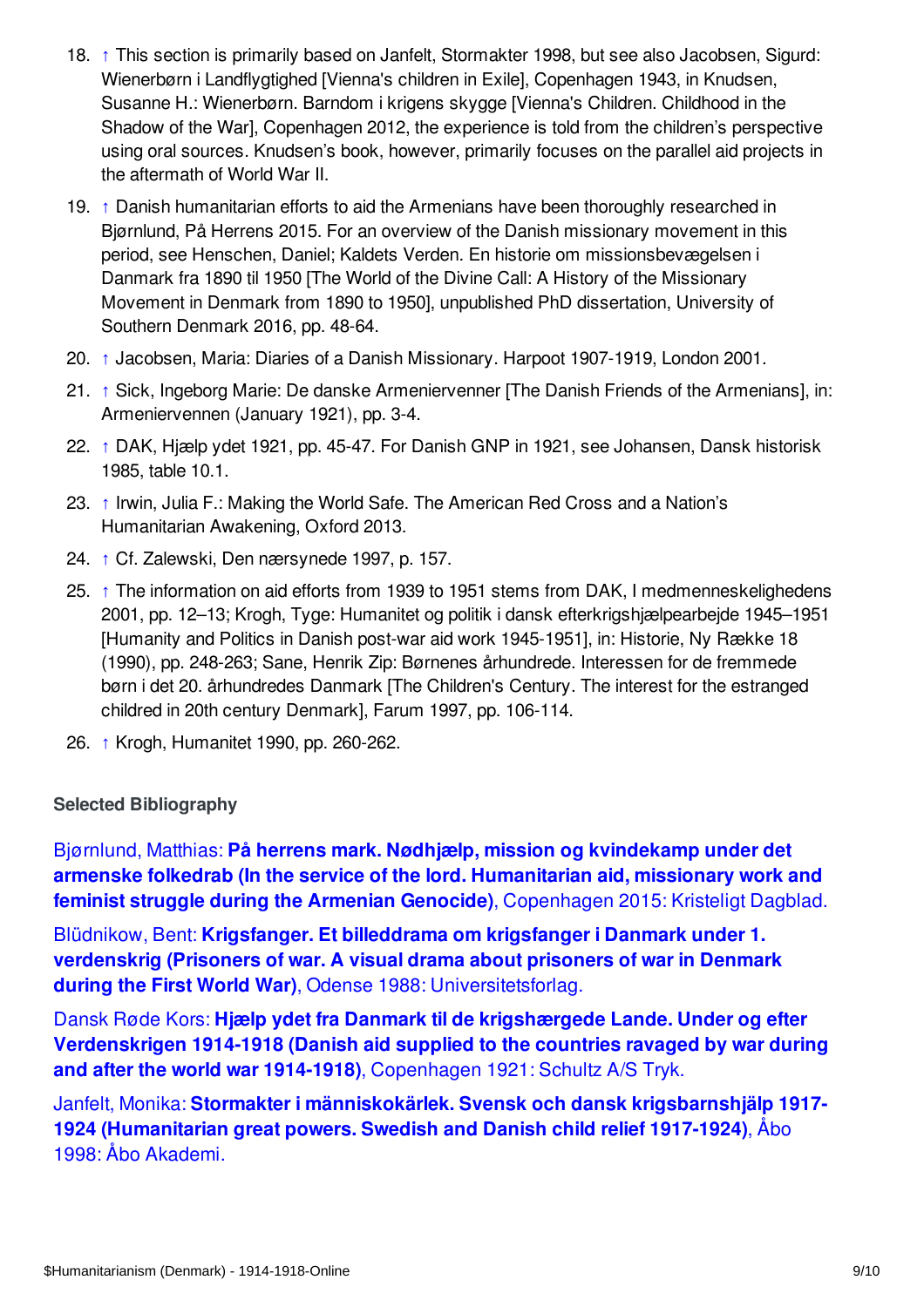18. ↑ This section is primarily based on Janfelt, Stormakter 1998, but see also Jacobsen, Sigurd: Wienerbørn i Landflygtighed [Vienna's children in Exile], Copenhagen 1943, in Knudsen, Susanne H.: Wienerbørn. Barndom i krigens skygge [Vienna's Children. Childhood in the Shadow of the War], Copenhagen 2012, the experience is told from the children's perspective using oral sources. Knudsen's book, however, primarily focuses on the parallel aid projects in the aftermath of World War II.
19. ↑ Danish humanitarian efforts to aid the Armenians have been thoroughly researched in Bjørnlund, På Herrens 2015. For an overview of the Danish missionary movement in this period, see Henschen, Daniel; Kaldets Verden. En historie om missionsbevægelsen i Danmark fra 1890 til 1950 [The World of the Divine Call: A History of the Missionary Movement in Denmark from 1890 to 1950], unpublished PhD dissertation, University of Southern Denmark 2016, pp. 48-64.
20. ↑ Jacobsen, Maria: Diaries of a Danish Missionary. Harpoot 1907-1919, London 2001.
21. ↑ Sick, Ingeborg Marie: De danske Armeniervenner [The Danish Friends of the Armenians], in: Armeniervennen (January 1921), pp. 3-4.
22. ↑ DAK, Hjælp ydet 1921, pp. 45-47. For Danish GNP in 1921, see Johansen, Dansk historisk 1985, table 10.1.
23. ↑ Irwin, Julia F.: Making the World Safe. The American Red Cross and a Nation's Humanitarian Awakening, Oxford 2013.
24. ↑ Cf. Zalewski, Den nærsynede 1997, p. 157.
25. ↑ The information on aid efforts from 1939 to 1951 stems from DAK, I medmenneskelighedens 2001, pp. 12–13; Krogh, Tyge: Humanitet og politik i dansk efterkrigshjælpearbejde 1945–1951 [Humanity and Politics in Danish post-war aid work 1945-1951], in: Historie, Ny Række 18 (1990), pp. 248-263; Sane, Henrik Zip: Børnenes århundrede. Interessen for de fremmede børn i det 20. århundredes Danmark [The Children's Century. The interest for the estranged childred in 20th century Denmark], Farum 1997, pp. 106-114.
26. ↑ Krogh, Humanitet 1990, pp. 260-262.

**Selected Bibliography**

Bjørnlund, Matthias: **På herrens mark. Nødhjælp, mission og kvindekamp under det armenske folkedrab (In the service of the lord. Humanitarian aid, missionary work and feminist struggle during the Armenian Genocide)**, Copenhagen 2015: Kristeligt Dagblad.

Blüdnikow, Bent: **Krigsfanger. Et billeddrama om krigsfanger i Danmark under 1. verdenskrig (Prisoners of war. A visual drama about prisoners of war in Denmark during the First World War)**, Odense 1988: Universitetsforlag.

Dansk Røde Kors: **Hjælp ydet fra Danmark til de krigshærgede Lande. Under og efter Verdenskrigen 1914-1918 (Danish aid supplied to the countries ravaged by war during and after the world war 1914-1918)**, Copenhagen 1921: Schultz A/S Tryk.

Janfelt, Monika: **Stormakter i människokärlek. Svensk och dansk krigsbarnshjälp 1917-1924 (Humanitarian great powers. Swedish and Danish child relief 1917-1924)**, Åbo 1998: Åbo Akademi.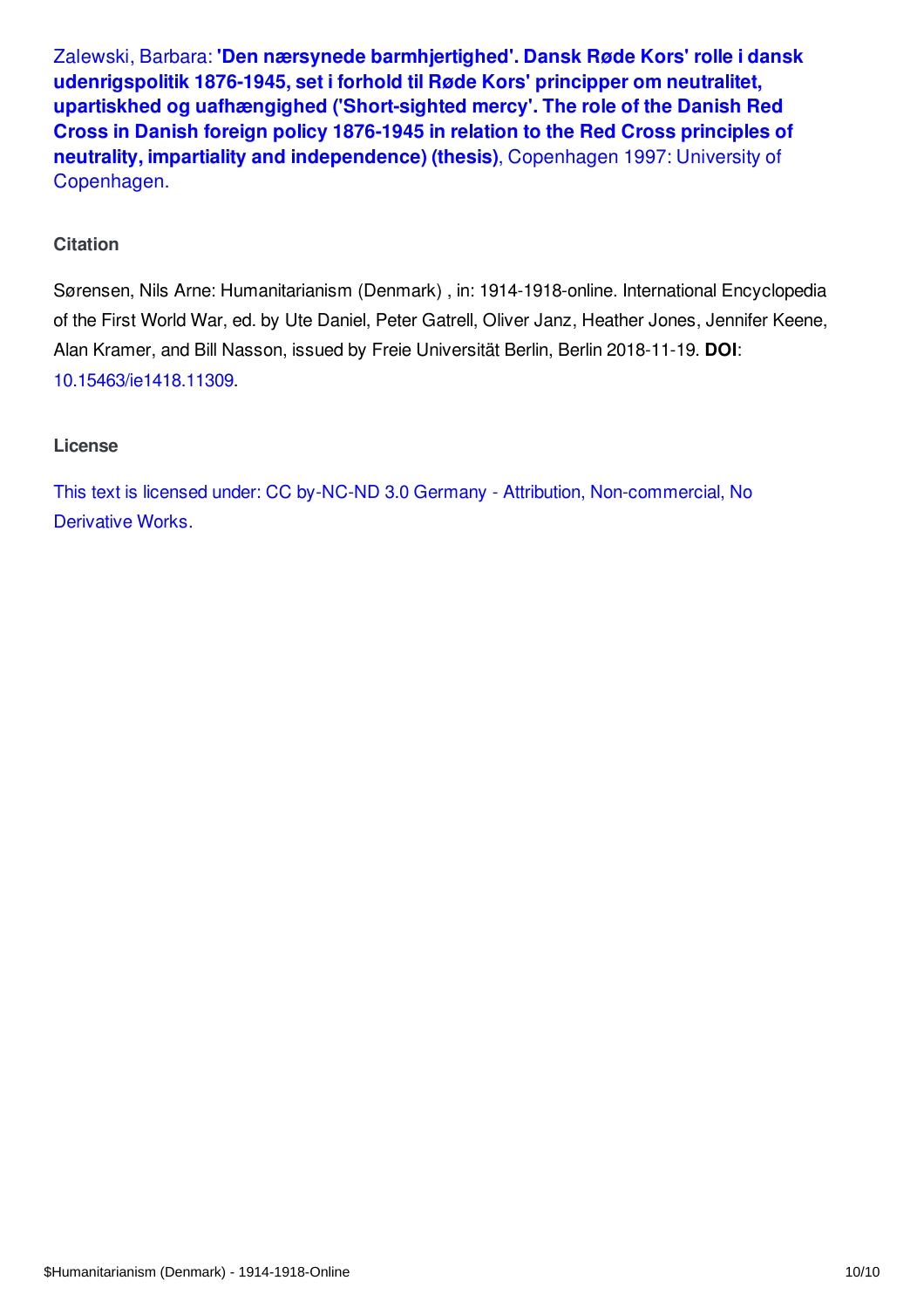Zalewski, Barbara: **'Den nærsynede barmhjertighed'. Dansk Røde Kors' rolle i dansk udenrigspolitik 1876-1945, set i forhold til Røde Kors' principper om neutralitet, upartiskhed og uafhængighed ('Short-sighted mercy'. The role of the Danish Red Cross in Danish foreign policy 1876-1945 in relation to the Red Cross principles of neutrality, impartiality and independence) (thesis)**, Copenhagen 1997: University of Copenhagen.

### Citation

Sørensen, Nils Arne: Humanitarianism (Denmark) , in: 1914-1918-online. International Encyclopedia of the First World War, ed. by Ute Daniel, Peter Gatrell, Oliver Janz, Heather Jones, Jennifer Keene, Alan Kramer, and Bill Nasson, issued by Freie Universität Berlin, Berlin 2018-11-19. **DOI**: 10.15463/ie1418.11309.

### License

This text is licensed under: CC by-NC-ND 3.0 Germany - Attribution, Non-commercial, No Derivative Works.